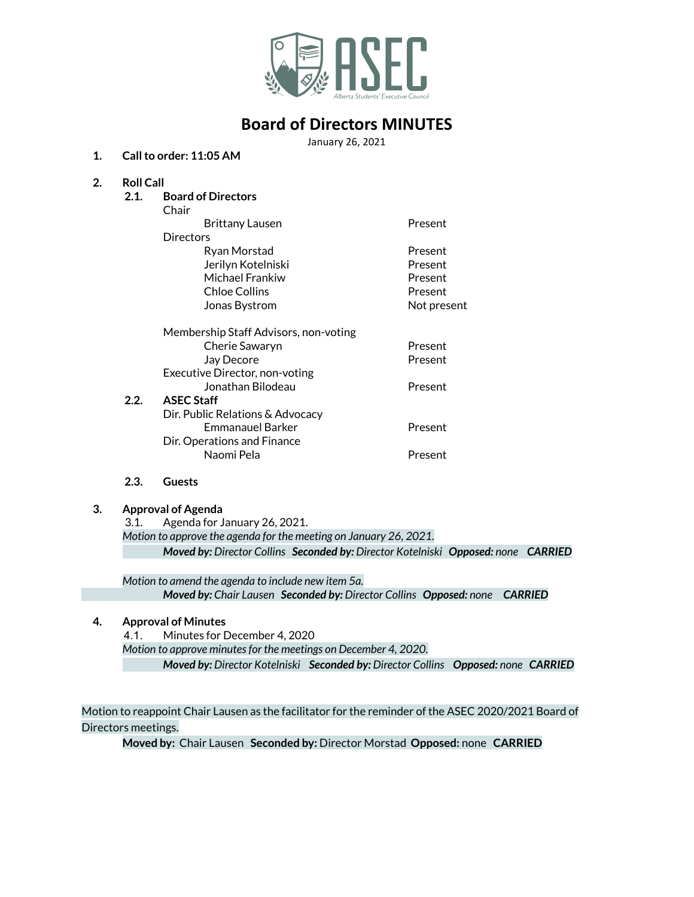# Board of Directors MINUTES

January 26, 2021

1. **Call to order: 11:05 AM**

2. **Roll Call**

   2.1. **Board of Directors**

   Chair

   | | |
   |---|---|
   | Brittany Lausen | Present |

   Directors

   | | |
   |---|---|
   | Ryan Morstad | Present |
   | Jerilyn Kotelniski | Present |
   | Michael Frankiw | Present |
   | Chloe Collins | Present |
   | Jonas Bystrom | Not present |

   Membership Staff Advisors, non-voting

   | | |
   |---|---|
   | Cherie Sawaryn | Present |
   | Jay Decore | Present |

   Executive Director, non-voting

   | | |
   |---|---|
   | Jonathan Bilodeau | Present |

   2.2. **ASEC Staff**

   Dir. Public Relations & Advocacy

   | | |
   |---|---|
   | Emmanauel Barker | Present |

   Dir. Operations and Finance

   | | |
   |---|---|
   | Naomi Pela | Present |

   2.3. **Guests**

3. **Approval of Agenda**

   3.1. Agenda for January 26, 2021.

   *Motion to approve the agenda for the meeting on January 26, 2021.*

   ***Moved by:** Director Collins **Seconded by:** Director Kotelniski **Opposed:** none **CARRIED***

   *Motion to amend the agenda to include new item 5a.*

   ***Moved by:** Chair Lausen **Seconded by:** Director Collins **Opposed:** none **CARRIED***

4. **Approval of Minutes**

   4.1. Minutes for December 4, 2020

   *Motion to approve minutes for the meetings on December 4, 2020.*

   ***Moved by:** Director Kotelniski **Seconded by:** Director Collins **Opposed:** none **CARRIED***

Motion to reappoint Chair Lausen as the facilitator for the reminder of the ASEC 2020/2021 Board of Directors meetings.

**Moved by:** Chair Lausen **Seconded by:** Director Morstad **Opposed:** none **CARRIED**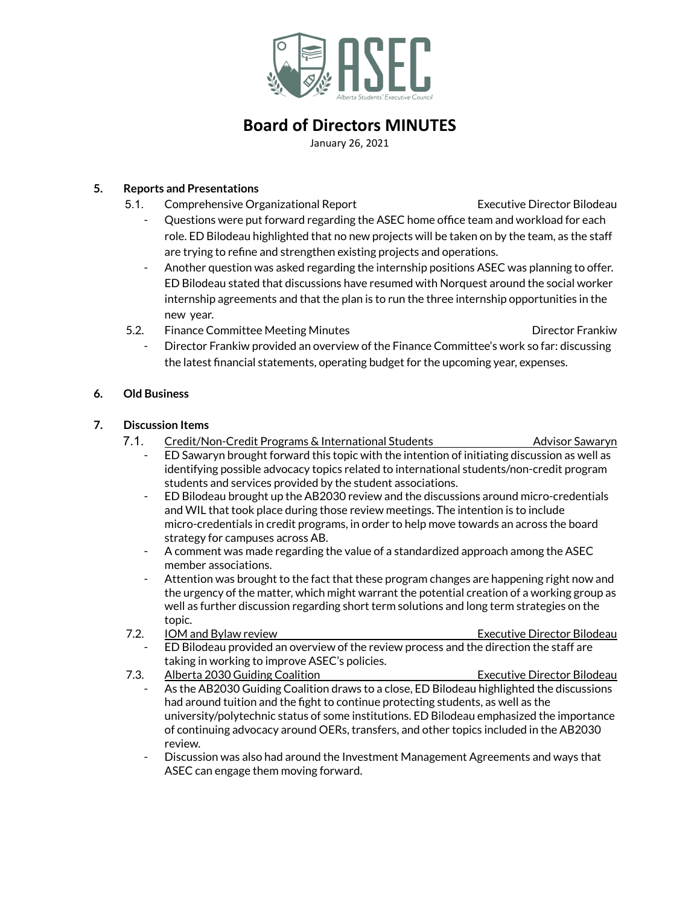# Board of Directors MINUTES

January 26, 2021

**5. Reports and Presentations**

5.1. Comprehensive Organizational Report — Executive Director Bilodeau

- Questions were put forward regarding the ASEC home office team and workload for each role. ED Bilodeau highlighted that no new projects will be taken on by the team, as the staff are trying to refine and strengthen existing projects and operations.
- Another question was asked regarding the internship positions ASEC was planning to offer. ED Bilodeau stated that discussions have resumed with Norquest around the social worker internship agreements and that the plan is to run the three internship opportunities in the new year.

5.2. Finance Committee Meeting Minutes — Director Frankiw

- Director Frankiw provided an overview of the Finance Committee's work so far: discussing the latest financial statements, operating budget for the upcoming year, expenses.

**6. Old Business**

**7. Discussion Items**

7.1. Credit/Non-Credit Programs & International Students — Advisor Sawaryn

- ED Sawaryn brought forward this topic with the intention of initiating discussion as well as identifying possible advocacy topics related to international students/non-credit program students and services provided by the student associations.
- ED Bilodeau brought up the AB2030 review and the discussions around micro-credentials and WIL that took place during those review meetings. The intention is to include micro-credentials in credit programs, in order to help move towards an across the board strategy for campuses across AB.
- A comment was made regarding the value of a standardized approach among the ASEC member associations.
- Attention was brought to the fact that these program changes are happening right now and the urgency of the matter, which might warrant the potential creation of a working group as well as further discussion regarding short term solutions and long term strategies on the topic.

7.2. IOM and Bylaw review — Executive Director Bilodeau

- ED Bilodeau provided an overview of the review process and the direction the staff are taking in working to improve ASEC's policies.

7.3. Alberta 2030 Guiding Coalition — Executive Director Bilodeau

- As the AB2030 Guiding Coalition draws to a close, ED Bilodeau highlighted the discussions had around tuition and the fight to continue protecting students, as well as the university/polytechnic status of some institutions. ED Bilodeau emphasized the importance of continuing advocacy around OERs, transfers, and other topics included in the AB2030 review.
- Discussion was also had around the Investment Management Agreements and ways that ASEC can engage them moving forward.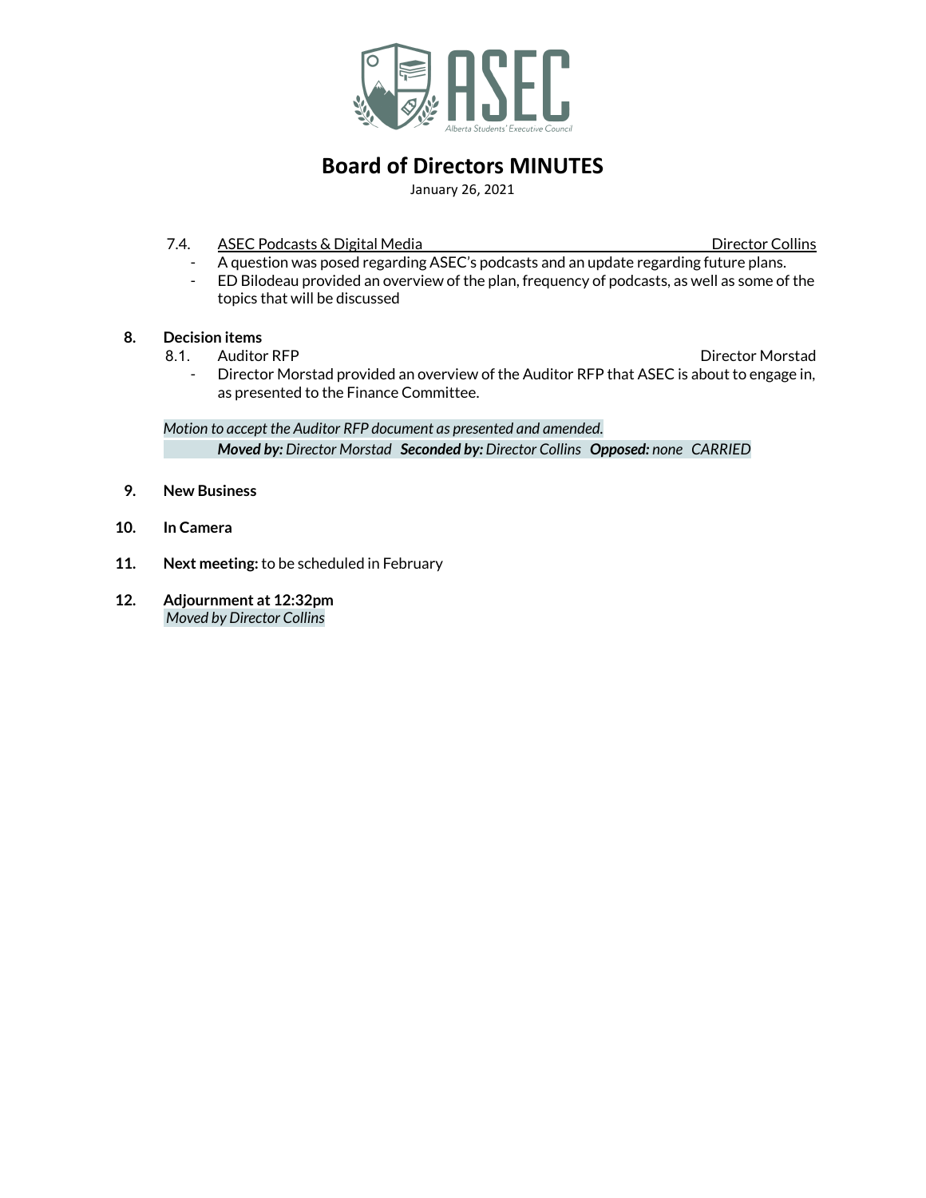ASEC
Alberta Students' Executive Council

# Board of Directors MINUTES

January 26, 2021

7.4. ASEC Podcasts & Digital Media — Director Collins

- A question was posed regarding ASEC's podcasts and an update regarding future plans.
- ED Bilodeau provided an overview of the plan, frequency of podcasts, as well as some of the topics that will be discussed

**8. Decision items**

8.1. Auditor RFP — Director Morstad

- Director Morstad provided an overview of the Auditor RFP that ASEC is about to engage in, as presented to the Finance Committee.

*Motion to accept the Auditor RFP document as presented and amended.*

***Moved by:** Director Morstad **Seconded by:** Director Collins **Opposed:** none CARRIED*

**9. New Business**

**10. In Camera**

**11. Next meeting:** to be scheduled in February

**12. Adjournment at 12:32pm**

*Moved by Director Collins*